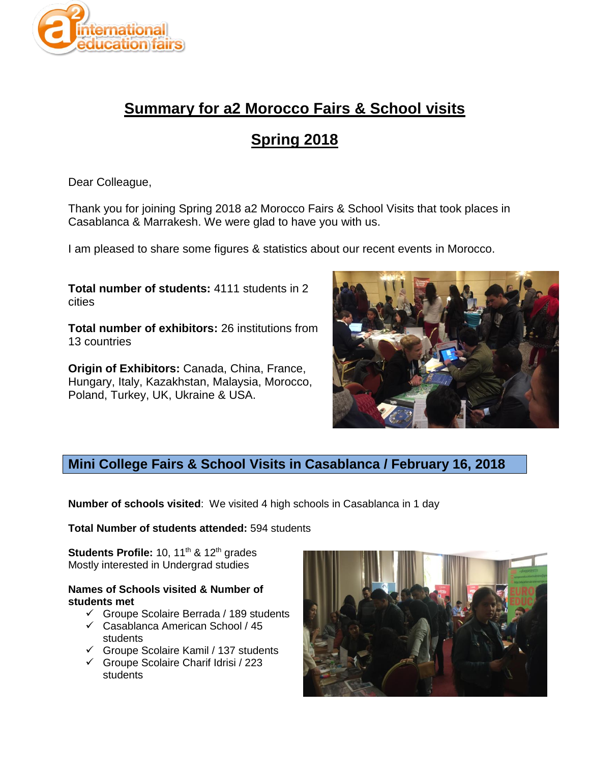# Summary for a2 Morocco Fairs & School visits

# Spring 2018

Dear Colleague,

Thank you for joining Spring 2018 a2 Morocco Fairs & School Visits that took places in Casablanca & Marrakesh. We were glad to have you with us.

I am pleased to share some figures & statistics about our recent events in Morocco.

**Total number of students:** 4111 students in 2 cities

**Total number of exhibitors:** 26 institutions from 13 countries

**Origin of Exhibitors:** Canada, China, France, Hungary, Italy, Kazakhstan, Malaysia, Morocco, Poland, Turkey, UK, Ukraine & USA.

## Mini College Fairs & School Visits in Casablanca / February 16, 2018

**Number of schools visited**: We visited 4 high schools in Casablanca in 1 day

**Total Number of students attended:** 594 students

**Students Profile:** 10, 11th & 12th grades
Mostly interested in Undergrad studies

**Names of Schools visited & Number of students met**

- ✓ Groupe Scolaire Berrada / 189 students
- ✓ Casablanca American School / 45 students
- ✓ Groupe Scolaire Kamil / 137 students
- ✓ Groupe Scolaire Charif Idrisi / 223 students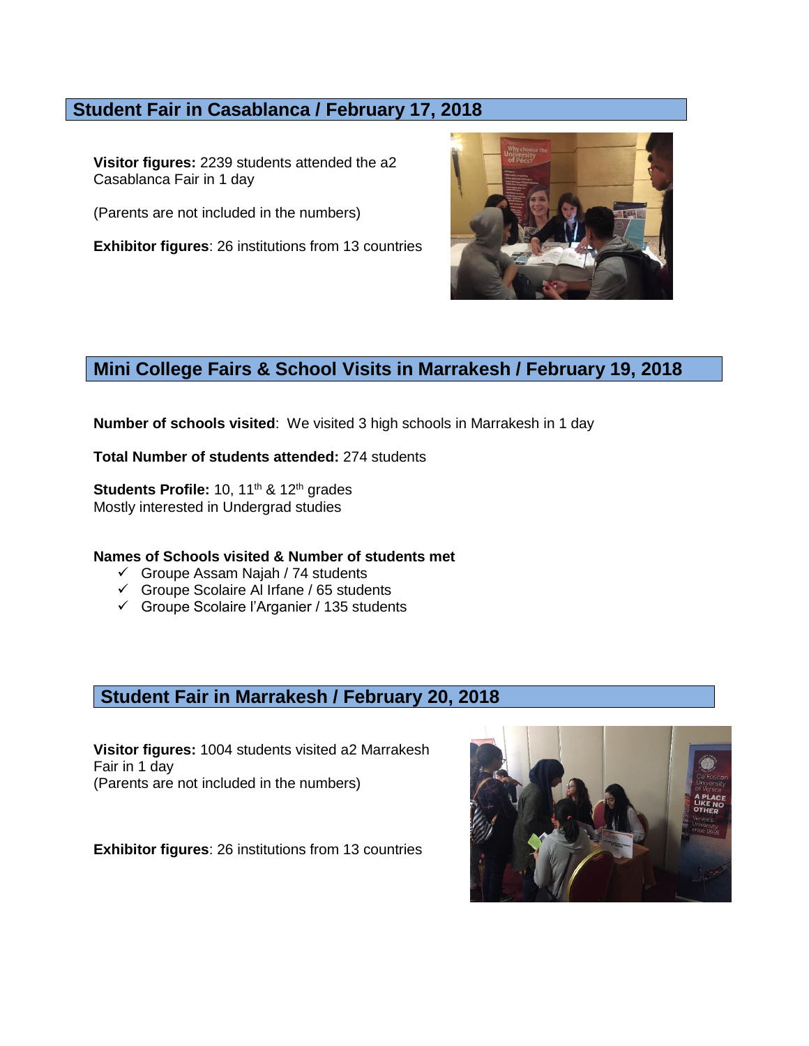## Student Fair in Casablanca / February 17, 2018

**Visitor figures:** 2239 students attended the a2 Casablanca Fair in 1 day

(Parents are not included in the numbers)

**Exhibitor figures**: 26 institutions from 13 countries

## Mini College Fairs & School Visits in Marrakesh / February 19, 2018

**Number of schools visited**: We visited 3 high schools in Marrakesh in 1 day

**Total Number of students attended:** 274 students

**Students Profile:** 10, 11th & 12th grades
Mostly interested in Undergrad studies

**Names of Schools visited & Number of students met**

- ✓ Groupe Assam Najah / 74 students
- ✓ Groupe Scolaire Al Irfane / 65 students
- ✓ Groupe Scolaire l'Arganier / 135 students

## Student Fair in Marrakesh / February 20, 2018

**Visitor figures:** 1004 students visited a2 Marrakesh Fair in 1 day
(Parents are not included in the numbers)

**Exhibitor figures**: 26 institutions from 13 countries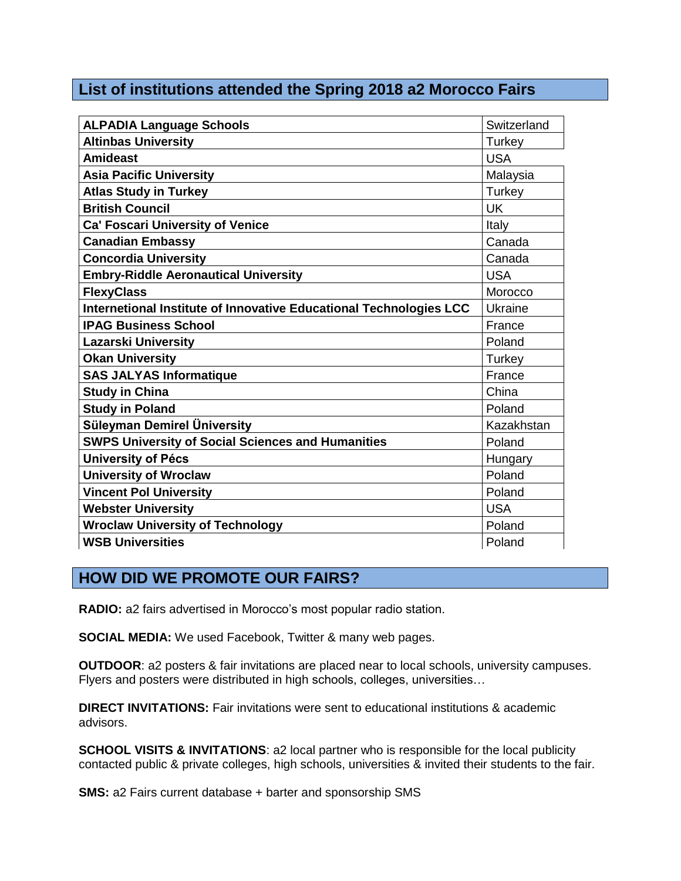## List of institutions attended the Spring 2018 a2 Morocco Fairs

| Institution | Country |
|---|---|
| **ALPADIA Language Schools** | Switzerland |
| **Altinbas University** | Turkey |
| **Amideast** | USA |
| **Asia Pacific University** | Malaysia |
| **Atlas Study in Turkey** | Turkey |
| **British Council** | UK |
| **Ca' Foscari University of Venice** | Italy |
| **Canadian Embassy** | Canada |
| **Concordia University** | Canada |
| **Embry-Riddle Aeronautical University** | USA |
| **FlexyClass** | Morocco |
| **Internetional Institute of Innovative Educational Technologies LCC** | Ukraine |
| **IPAG Business School** | France |
| **Lazarski University** | Poland |
| **Okan University** | Turkey |
| **SAS JALYAS Informatique** | France |
| **Study in China** | China |
| **Study in Poland** | Poland |
| **Süleyman Demirel Ünversity** | Kazakhstan |
| **SWPS University of Social Sciences and Humanities** | Poland |
| **University of Pécs** | Hungary |
| **University of Wroclaw** | Poland |
| **Vincent Pol University** | Poland |
| **Webster University** | USA |
| **Wroclaw University of Technology** | Poland |
| **WSB Universities** | Poland |

## HOW DID WE PROMOTE OUR FAIRS?

**RADIO:** a2 fairs advertised in Morocco's most popular radio station.

**SOCIAL MEDIA:** We used Facebook, Twitter & many web pages.

**OUTDOOR**: a2 posters & fair invitations are placed near to local schools, university campuses. Flyers and posters were distributed in high schools, colleges, universities…

**DIRECT INVITATIONS:** Fair invitations were sent to educational institutions & academic advisors.

**SCHOOL VISITS & INVITATIONS**: a2 local partner who is responsible for the local publicity contacted public & private colleges, high schools, universities & invited their students to the fair.

**SMS:** a2 Fairs current database + barter and sponsorship SMS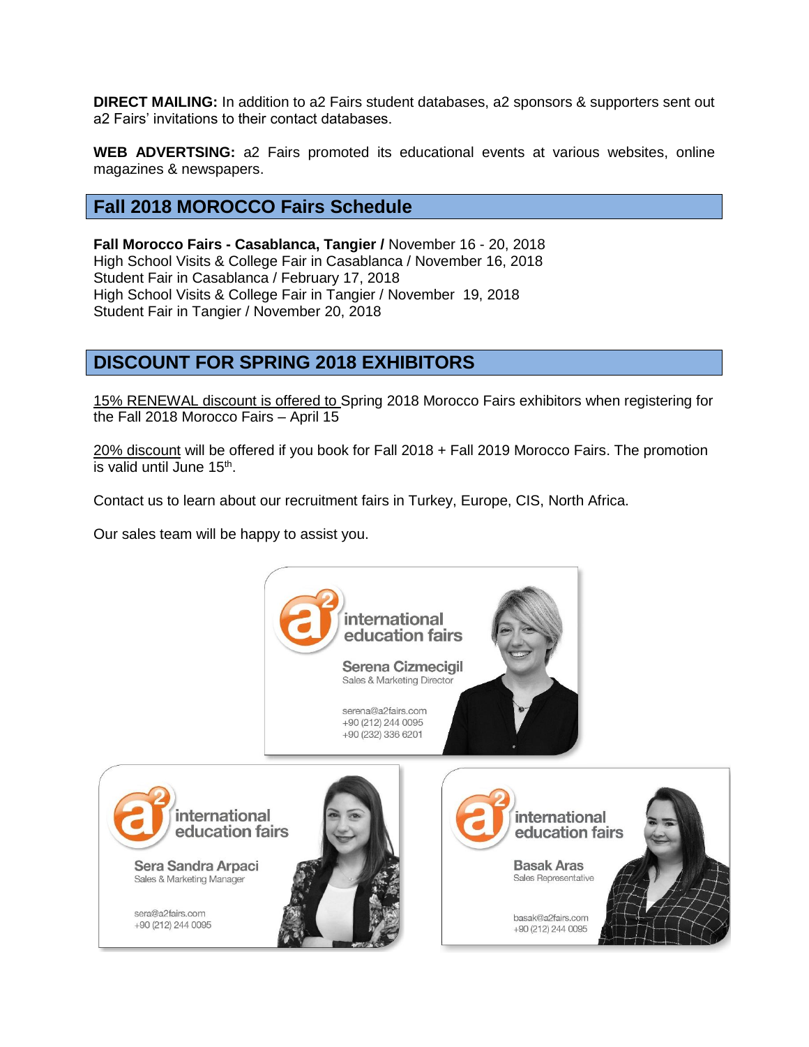**DIRECT MAILING:** In addition to a2 Fairs student databases, a2 sponsors & supporters sent out a2 Fairs' invitations to their contact databases.

**WEB ADVERTSING:** a2 Fairs promoted its educational events at various websites, online magazines & newspapers.

## Fall 2018 MOROCCO Fairs Schedule

**Fall Morocco Fairs - Casablanca, Tangier /** November 16 - 20, 2018
High School Visits & College Fair in Casablanca / November 16, 2018
Student Fair in Casablanca / February 17, 2018
High School Visits & College Fair in Tangier / November 19, 2018
Student Fair in Tangier / November 20, 2018

## DISCOUNT FOR SPRING 2018 EXHIBITORS

15% RENEWAL discount is offered to Spring 2018 Morocco Fairs exhibitors when registering for the Fall 2018 Morocco Fairs – April 15

20% discount will be offered if you book for Fall 2018 + Fall 2019 Morocco Fairs. The promotion is valid until June 15th.

Contact us to learn about our recruitment fairs in Turkey, Europe, CIS, North Africa.

Our sales team will be happy to assist you.

international education fairs
**Serena Cizmecigil**
Sales & Marketing Director
serena@a2fairs.com
+90 (212) 244 0095
+90 (232) 336 6201

international education fairs
**Sera Sandra Arpaci**
Sales & Marketing Manager
sera@a2fairs.com
+90 (212) 244 0095

international education fairs
**Basak Aras**
Sales Representative
basak@a2fairs.com
+90 (212) 244 0095